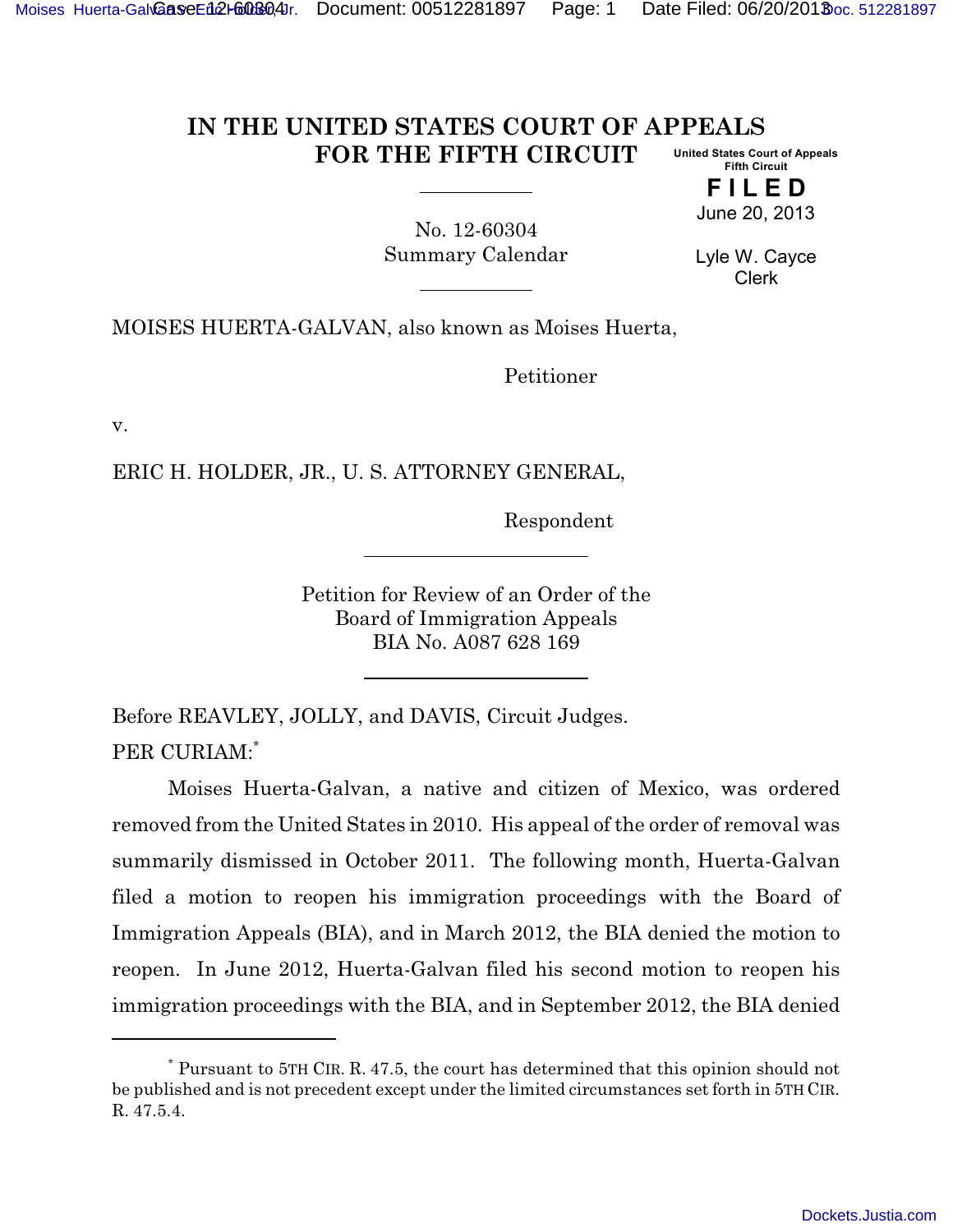# IN THE UNITED STATES COURT OF APPEALS FOR THE FIFTH CIRCUIT

United States Court of Appeals
Fifth Circuit

**FILED**
June 20, 2013

Lyle W. Cayce
Clerk

No. 12-60304
Summary Calendar

MOISES HUERTA-GALVAN, also known as Moises Huerta,

Petitioner

v.

ERIC H. HOLDER, JR., U. S. ATTORNEY GENERAL,

Respondent

Petition for Review of an Order of the
Board of Immigration Appeals
BIA No. A087 628 169

Before REAVLEY, JOLLY, and DAVIS, Circuit Judges.

PER CURIAM:[*]

Moises Huerta-Galvan, a native and citizen of Mexico, was ordered removed from the United States in 2010. His appeal of the order of removal was summarily dismissed in October 2011. The following month, Huerta-Galvan filed a motion to reopen his immigration proceedings with the Board of Immigration Appeals (BIA), and in March 2012, the BIA denied the motion to reopen. In June 2012, Huerta-Galvan filed his second motion to reopen his immigration proceedings with the BIA, and in September 2012, the BIA denied

---

[*] Pursuant to 5TH CIR. R. 47.5, the court has determined that this opinion should not be published and is not precedent except under the limited circumstances set forth in 5TH CIR. R. 47.5.4.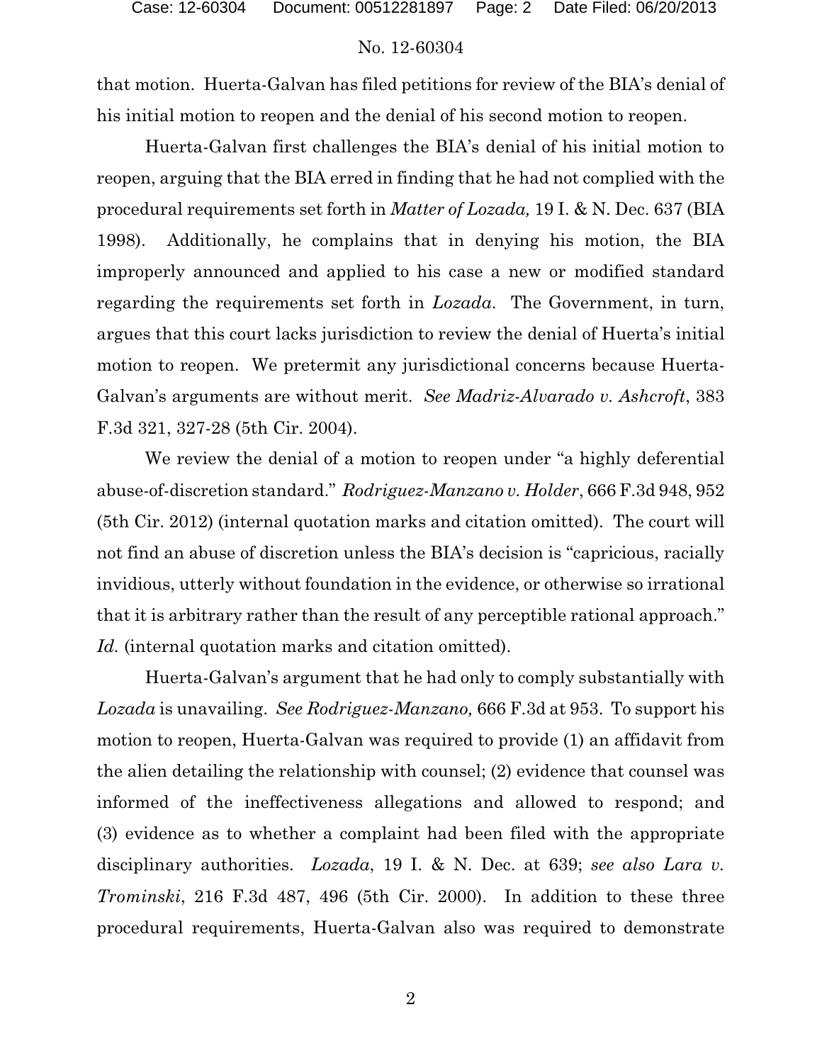that motion. Huerta-Galvan has filed petitions for review of the BIA's denial of his initial motion to reopen and the denial of his second motion to reopen.

Huerta-Galvan first challenges the BIA's denial of his initial motion to reopen, arguing that the BIA erred in finding that he had not complied with the procedural requirements set forth in *Matter of Lozada,* 19 I. & N. Dec. 637 (BIA 1998). Additionally, he complains that in denying his motion, the BIA improperly announced and applied to his case a new or modified standard regarding the requirements set forth in *Lozada*. The Government, in turn, argues that this court lacks jurisdiction to review the denial of Huerta's initial motion to reopen. We pretermit any jurisdictional concerns because Huerta-Galvan's arguments are without merit. *See Madriz-Alvarado v. Ashcroft*, 383 F.3d 321, 327-28 (5th Cir. 2004).

We review the denial of a motion to reopen under "a highly deferential abuse-of-discretion standard." *Rodriguez-Manzano v. Holder*, 666 F.3d 948, 952 (5th Cir. 2012) (internal quotation marks and citation omitted). The court will not find an abuse of discretion unless the BIA's decision is "capricious, racially invidious, utterly without foundation in the evidence, or otherwise so irrational that it is arbitrary rather than the result of any perceptible rational approach." *Id.* (internal quotation marks and citation omitted).

Huerta-Galvan's argument that he had only to comply substantially with *Lozada* is unavailing. *See Rodriguez-Manzano,* 666 F.3d at 953. To support his motion to reopen, Huerta-Galvan was required to provide (1) an affidavit from the alien detailing the relationship with counsel; (2) evidence that counsel was informed of the ineffectiveness allegations and allowed to respond; and (3) evidence as to whether a complaint had been filed with the appropriate disciplinary authorities. *Lozada*, 19 I. & N. Dec. at 639; *see also Lara v. Trominski*, 216 F.3d 487, 496 (5th Cir. 2000). In addition to these three procedural requirements, Huerta-Galvan also was required to demonstrate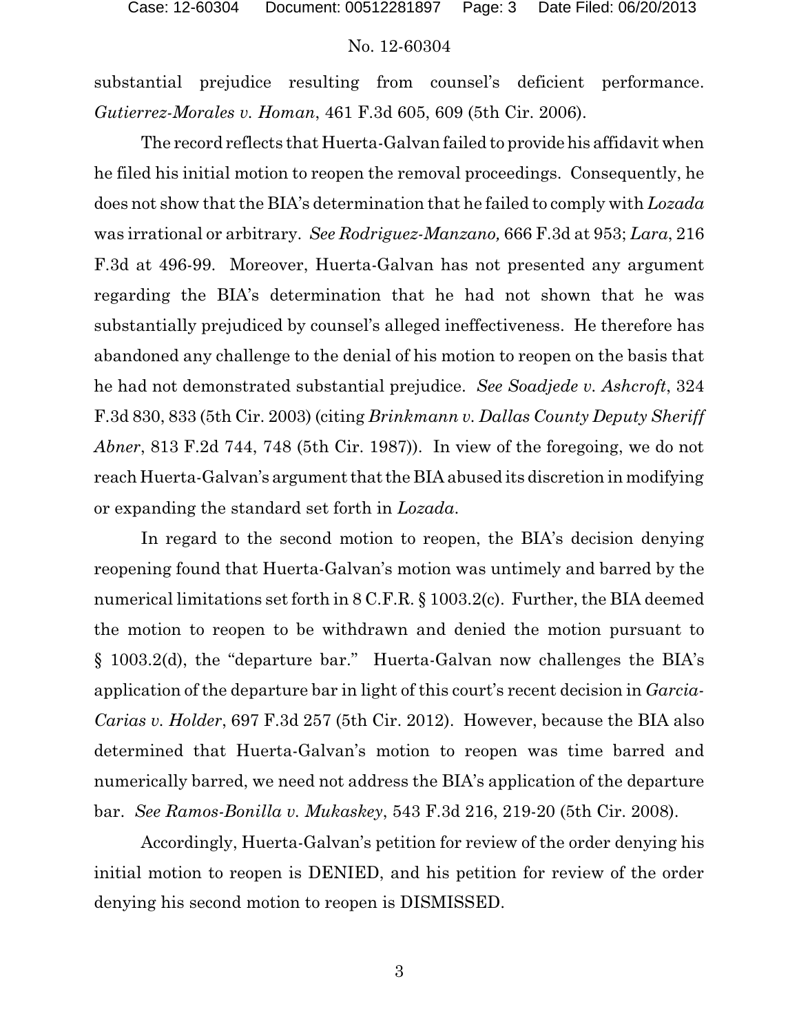substantial prejudice resulting from counsel's deficient performance. *Gutierrez-Morales v. Homan*, 461 F.3d 605, 609 (5th Cir. 2006).

The record reflects that Huerta-Galvan failed to provide his affidavit when he filed his initial motion to reopen the removal proceedings. Consequently, he does not show that the BIA's determination that he failed to comply with *Lozada* was irrational or arbitrary. *See Rodriguez-Manzano,* 666 F.3d at 953; *Lara*, 216 F.3d at 496-99. Moreover, Huerta-Galvan has not presented any argument regarding the BIA's determination that he had not shown that he was substantially prejudiced by counsel's alleged ineffectiveness. He therefore has abandoned any challenge to the denial of his motion to reopen on the basis that he had not demonstrated substantial prejudice. *See Soadjede v. Ashcroft*, 324 F.3d 830, 833 (5th Cir. 2003) (citing *Brinkmann v. Dallas County Deputy Sheriff Abner*, 813 F.2d 744, 748 (5th Cir. 1987)). In view of the foregoing, we do not reach Huerta-Galvan's argument that the BIA abused its discretion in modifying or expanding the standard set forth in *Lozada*.

In regard to the second motion to reopen, the BIA's decision denying reopening found that Huerta-Galvan's motion was untimely and barred by the numerical limitations set forth in 8 C.F.R. § 1003.2(c). Further, the BIA deemed the motion to reopen to be withdrawn and denied the motion pursuant to § 1003.2(d), the "departure bar." Huerta-Galvan now challenges the BIA's application of the departure bar in light of this court's recent decision in *Garcia-Carias v. Holder*, 697 F.3d 257 (5th Cir. 2012). However, because the BIA also determined that Huerta-Galvan's motion to reopen was time barred and numerically barred, we need not address the BIA's application of the departure bar. *See Ramos-Bonilla v. Mukaskey*, 543 F.3d 216, 219-20 (5th Cir. 2008).

Accordingly, Huerta-Galvan's petition for review of the order denying his initial motion to reopen is DENIED, and his petition for review of the order denying his second motion to reopen is DISMISSED.